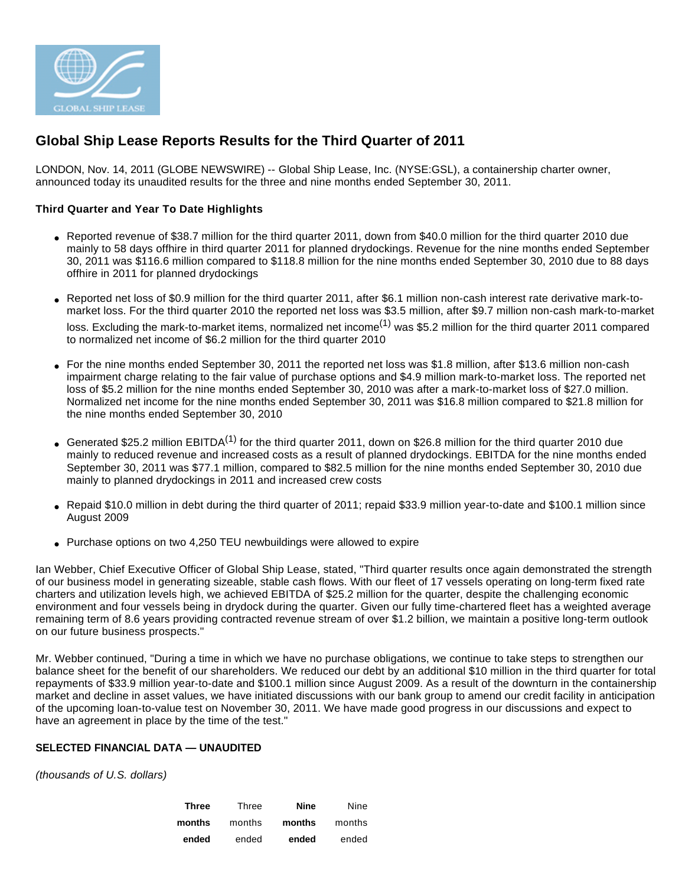# Global Ship Lease Reports Results for the Third Quarter of 2011

LONDON, Nov. 14, 2011 (GLOBE NEWSWIRE) -- Global Ship Lease, Inc. (NYSE:GSL), a containership charter owner, announced today its unaudited results for the three and nine months ended September 30, 2011.

**Third Quarter and Year To Date Highlights**

- Reported revenue of $38.7 million for the third quarter 2011, down from $40.0 million for the third quarter 2010 due mainly to 58 days offhire in third quarter 2011 for planned drydockings. Revenue for the nine months ended September 30, 2011 was $116.6 million compared to $118.8 million for the nine months ended September 30, 2010 due to 88 days offhire in 2011 for planned drydockings
- Reported net loss of $0.9 million for the third quarter 2011, after $6.1 million non-cash interest rate derivative mark-to-market loss. For the third quarter 2010 the reported net loss was $3.5 million, after $9.7 million non-cash mark-to-market loss. Excluding the mark-to-market items, normalized net income[1] was $5.2 million for the third quarter 2011 compared to normalized net income of $6.2 million for the third quarter 2010
- For the nine months ended September 30, 2011 the reported net loss was $1.8 million, after $13.6 million non-cash impairment charge relating to the fair value of purchase options and $4.9 million mark-to-market loss. The reported net loss of $5.2 million for the nine months ended September 30, 2010 was after a mark-to-market loss of $27.0 million. Normalized net income for the nine months ended September 30, 2011 was $16.8 million compared to $21.8 million for the nine months ended September 30, 2010
- Generated $25.2 million EBITDA[1] for the third quarter 2011, down on $26.8 million for the third quarter 2010 due mainly to reduced revenue and increased costs as a result of planned drydockings. EBITDA for the nine months ended September 30, 2011 was $77.1 million, compared to $82.5 million for the nine months ended September 30, 2010 due mainly to planned drydockings in 2011 and increased crew costs
- Repaid $10.0 million in debt during the third quarter of 2011; repaid $33.9 million year-to-date and $100.1 million since August 2009
- Purchase options on two 4,250 TEU newbuildings were allowed to expire

Ian Webber, Chief Executive Officer of Global Ship Lease, stated, "Third quarter results once again demonstrated the strength of our business model in generating sizeable, stable cash flows. With our fleet of 17 vessels operating on long-term fixed rate charters and utilization levels high, we achieved EBITDA of $25.2 million for the quarter, despite the challenging economic environment and four vessels being in drydock during the quarter. Given our fully time-chartered fleet has a weighted average remaining term of 8.6 years providing contracted revenue stream of over $1.2 billion, we maintain a positive long-term outlook on our future business prospects."

Mr. Webber continued, "During a time in which we have no purchase obligations, we continue to take steps to strengthen our balance sheet for the benefit of our shareholders. We reduced our debt by an additional $10 million in the third quarter for total repayments of $33.9 million year-to-date and $100.1 million since August 2009. As a result of the downturn in the containership market and decline in asset values, we have initiated discussions with our bank group to amend our credit facility in anticipation of the upcoming loan-to-value test on November 30, 2011. We have made good progress in our discussions and expect to have an agreement in place by the time of the test."

**SELECTED FINANCIAL DATA — UNAUDITED**

*(thousands of U.S. dollars)*

| | **Three months ended** | Three months ended | **Nine months ended** | Nine months ended |
|---|---|---|---|---|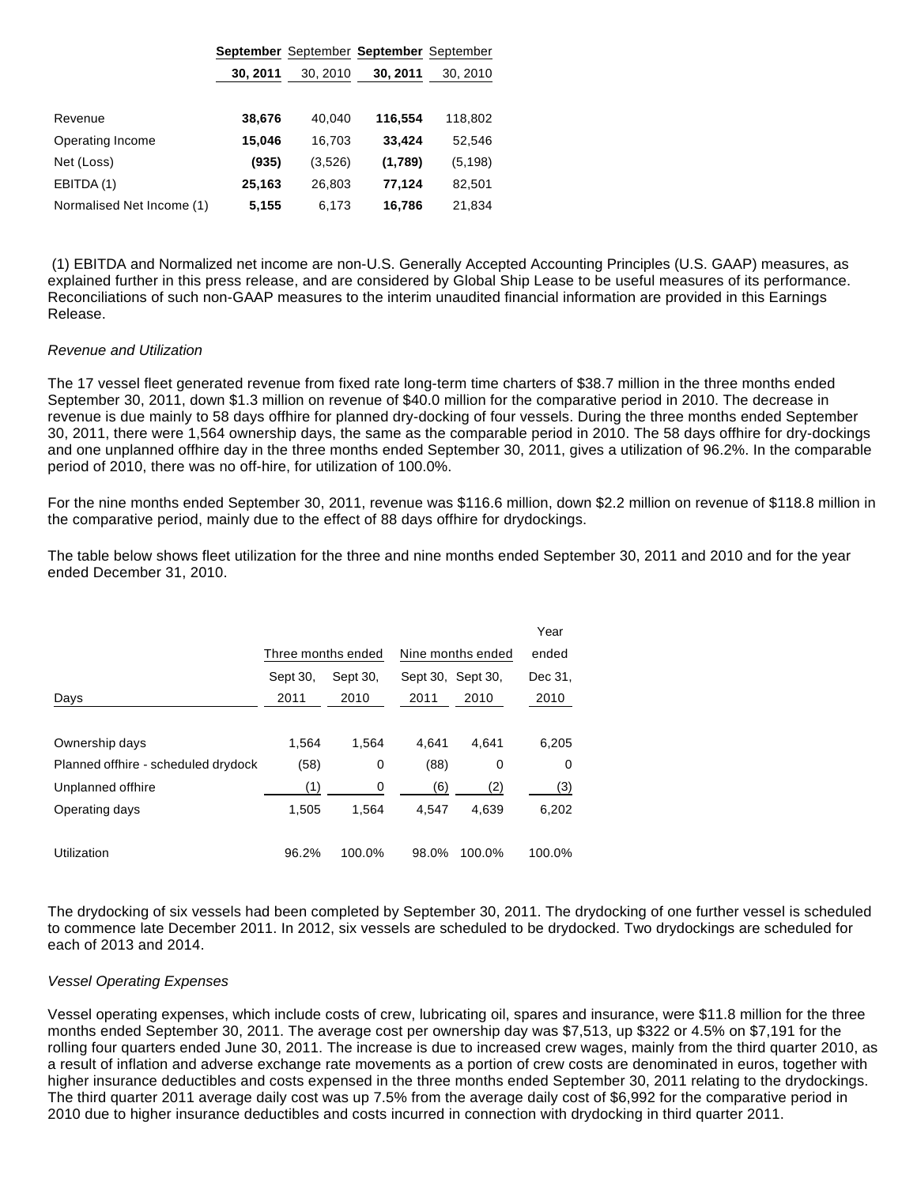| | **September 30, 2011** | September 30, 2010 | **September 30, 2011** | September 30, 2010 |
|---|---|---|---|---|
| Revenue | **38,676** | 40,040 | **116,554** | 118,802 |
| Operating Income | **15,046** | 16,703 | **33,424** | 52,546 |
| Net (Loss) | **(935)** | (3,526) | **(1,789)** | (5,198) |
| EBITDA (1) | **25,163** | 26,803 | **77,124** | 82,501 |
| Normalised Net Income (1) | **5,155** | 6,173 | **16,786** | 21,834 |

(1) EBITDA and Normalized net income are non-U.S. Generally Accepted Accounting Principles (U.S. GAAP) measures, as explained further in this press release, and are considered by Global Ship Lease to be useful measures of its performance. Reconciliations of such non-GAAP measures to the interim unaudited financial information are provided in this Earnings Release.

*Revenue and Utilization*

The 17 vessel fleet generated revenue from fixed rate long-term time charters of $38.7 million in the three months ended September 30, 2011, down $1.3 million on revenue of $40.0 million for the comparative period in 2010. The decrease in revenue is due mainly to 58 days offhire for planned dry-docking of four vessels. During the three months ended September 30, 2011, there were 1,564 ownership days, the same as the comparable period in 2010. The 58 days offhire for dry-dockings and one unplanned offhire day in the three months ended September 30, 2011, gives a utilization of 96.2%. In the comparable period of 2010, there was no off-hire, for utilization of 100.0%.

For the nine months ended September 30, 2011, revenue was $116.6 million, down $2.2 million on revenue of $118.8 million in the comparative period, mainly due to the effect of 88 days offhire for drydockings.

The table below shows fleet utilization for the three and nine months ended September 30, 2011 and 2010 and for the year ended December 31, 2010.

| | Three months ended | | Nine months ended | | Year ended |
|---|---|---|---|---|---|
| Days | Sept 30, 2011 | Sept 30, 2010 | Sept 30, 2011 | Sept 30, 2010 | Dec 31, 2010 |
| Ownership days | 1,564 | 1,564 | 4,641 | 4,641 | 6,205 |
| Planned offhire - scheduled drydock | (58) | 0 | (88) | 0 | 0 |
| Unplanned offhire | (1) | 0 | (6) | (2) | (3) |
| Operating days | 1,505 | 1,564 | 4,547 | 4,639 | 6,202 |
| Utilization | 96.2% | 100.0% | 98.0% | 100.0% | 100.0% |

The drydocking of six vessels had been completed by September 30, 2011. The drydocking of one further vessel is scheduled to commence late December 2011. In 2012, six vessels are scheduled to be drydocked. Two drydockings are scheduled for each of 2013 and 2014.

*Vessel Operating Expenses*

Vessel operating expenses, which include costs of crew, lubricating oil, spares and insurance, were $11.8 million for the three months ended September 30, 2011. The average cost per ownership day was $7,513, up $322 or 4.5% on $7,191 for the rolling four quarters ended June 30, 2011. The increase is due to increased crew wages, mainly from the third quarter 2010, as a result of inflation and adverse exchange rate movements as a portion of crew costs are denominated in euros, together with higher insurance deductibles and costs expensed in the three months ended September 30, 2011 relating to the drydockings. The third quarter 2011 average daily cost was up 7.5% from the average daily cost of $6,992 for the comparative period in 2010 due to higher insurance deductibles and costs incurred in connection with drydocking in third quarter 2011.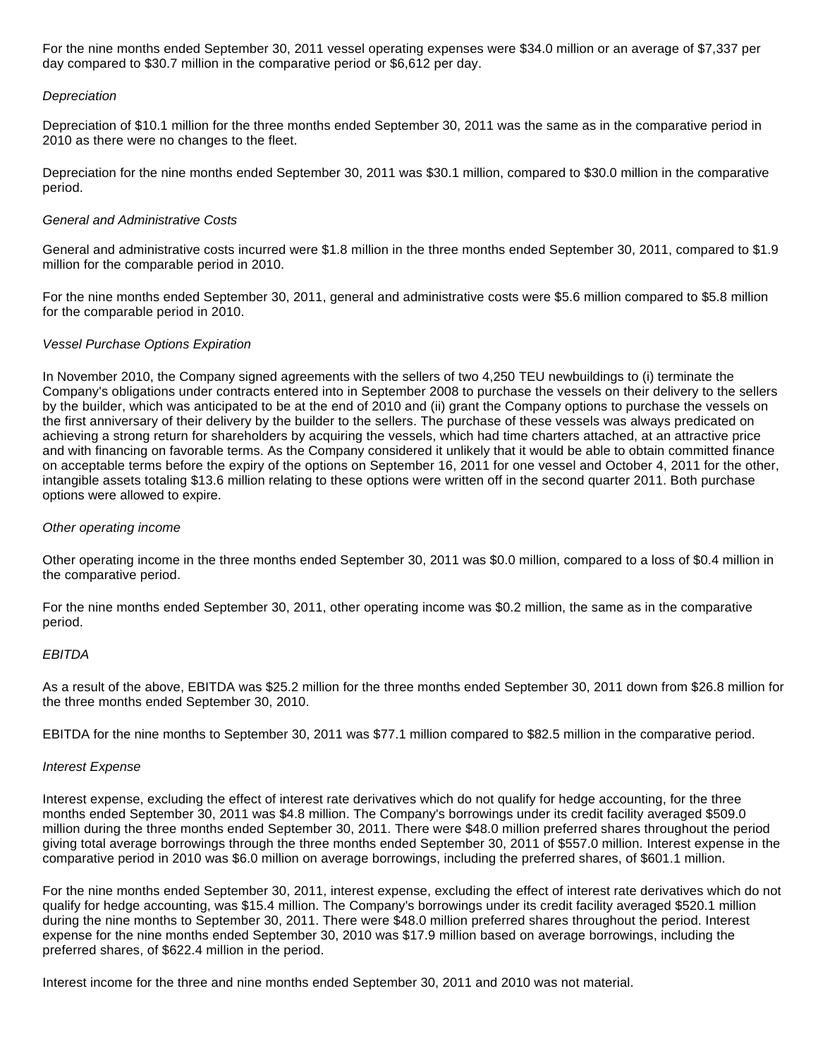For the nine months ended September 30, 2011 vessel operating expenses were $34.0 million or an average of $7,337 per day compared to $30.7 million in the comparative period or $6,612 per day.

*Depreciation*

Depreciation of $10.1 million for the three months ended September 30, 2011 was the same as in the comparative period in 2010 as there were no changes to the fleet.

Depreciation for the nine months ended September 30, 2011 was $30.1 million, compared to $30.0 million in the comparative period.

*General and Administrative Costs*

General and administrative costs incurred were $1.8 million in the three months ended September 30, 2011, compared to $1.9 million for the comparable period in 2010.

For the nine months ended September 30, 2011, general and administrative costs were $5.6 million compared to $5.8 million for the comparable period in 2010.

*Vessel Purchase Options Expiration*

In November 2010, the Company signed agreements with the sellers of two 4,250 TEU newbuildings to (i) terminate the Company's obligations under contracts entered into in September 2008 to purchase the vessels on their delivery to the sellers by the builder, which was anticipated to be at the end of 2010 and (ii) grant the Company options to purchase the vessels on the first anniversary of their delivery by the builder to the sellers. The purchase of these vessels was always predicated on achieving a strong return for shareholders by acquiring the vessels, which had time charters attached, at an attractive price and with financing on favorable terms. As the Company considered it unlikely that it would be able to obtain committed finance on acceptable terms before the expiry of the options on September 16, 2011 for one vessel and October 4, 2011 for the other, intangible assets totaling $13.6 million relating to these options were written off in the second quarter 2011. Both purchase options were allowed to expire.

*Other operating income*

Other operating income in the three months ended September 30, 2011 was $0.0 million, compared to a loss of $0.4 million in the comparative period.

For the nine months ended September 30, 2011, other operating income was $0.2 million, the same as in the comparative period.

*EBITDA*

As a result of the above, EBITDA was $25.2 million for the three months ended September 30, 2011 down from $26.8 million for the three months ended September 30, 2010.

EBITDA for the nine months to September 30, 2011 was $77.1 million compared to $82.5 million in the comparative period.

*Interest Expense*

Interest expense, excluding the effect of interest rate derivatives which do not qualify for hedge accounting, for the three months ended September 30, 2011 was $4.8 million. The Company's borrowings under its credit facility averaged $509.0 million during the three months ended September 30, 2011. There were $48.0 million preferred shares throughout the period giving total average borrowings through the three months ended September 30, 2011 of $557.0 million. Interest expense in the comparative period in 2010 was $6.0 million on average borrowings, including the preferred shares, of $601.1 million.

For the nine months ended September 30, 2011, interest expense, excluding the effect of interest rate derivatives which do not qualify for hedge accounting, was $15.4 million. The Company's borrowings under its credit facility averaged $520.1 million during the nine months to September 30, 2011. There were $48.0 million preferred shares throughout the period. Interest expense for the nine months ended September 30, 2010 was $17.9 million based on average borrowings, including the preferred shares, of $622.4 million in the period.

Interest income for the three and nine months ended September 30, 2011 and 2010 was not material.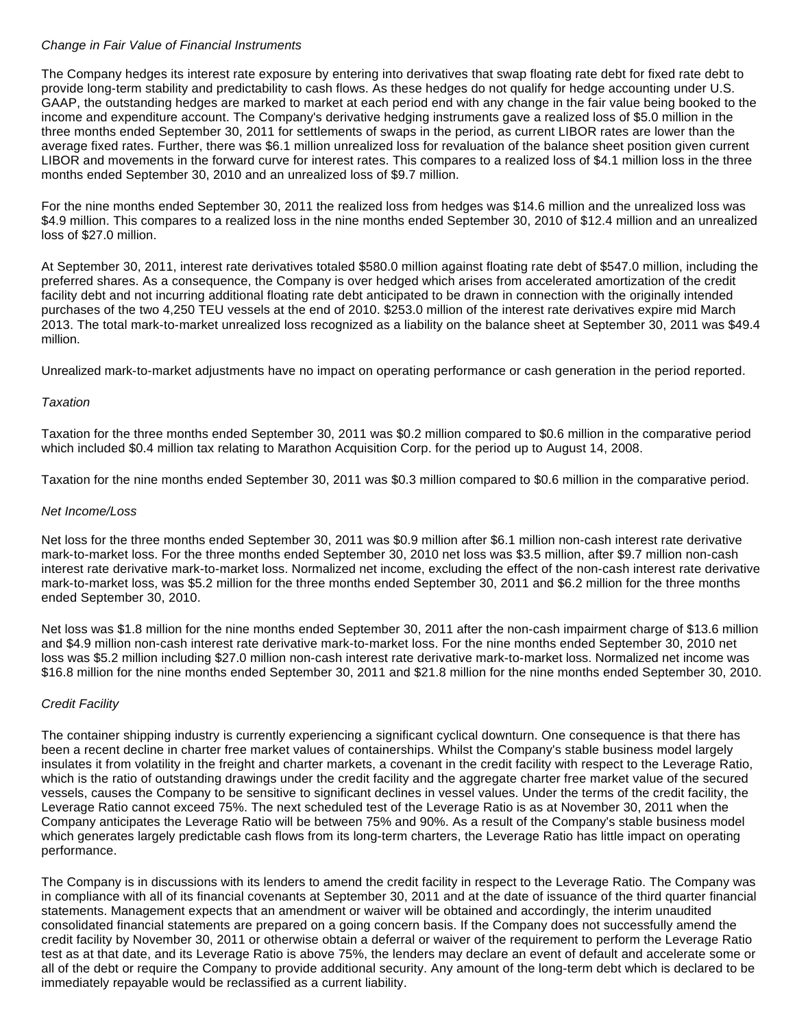*Change in Fair Value of Financial Instruments*

The Company hedges its interest rate exposure by entering into derivatives that swap floating rate debt for fixed rate debt to provide long-term stability and predictability to cash flows. As these hedges do not qualify for hedge accounting under U.S. GAAP, the outstanding hedges are marked to market at each period end with any change in the fair value being booked to the income and expenditure account. The Company's derivative hedging instruments gave a realized loss of $5.0 million in the three months ended September 30, 2011 for settlements of swaps in the period, as current LIBOR rates are lower than the average fixed rates. Further, there was $6.1 million unrealized loss for revaluation of the balance sheet position given current LIBOR and movements in the forward curve for interest rates. This compares to a realized loss of $4.1 million loss in the three months ended September 30, 2010 and an unrealized loss of $9.7 million.

For the nine months ended September 30, 2011 the realized loss from hedges was $14.6 million and the unrealized loss was $4.9 million. This compares to a realized loss in the nine months ended September 30, 2010 of $12.4 million and an unrealized loss of $27.0 million.

At September 30, 2011, interest rate derivatives totaled $580.0 million against floating rate debt of $547.0 million, including the preferred shares. As a consequence, the Company is over hedged which arises from accelerated amortization of the credit facility debt and not incurring additional floating rate debt anticipated to be drawn in connection with the originally intended purchases of the two 4,250 TEU vessels at the end of 2010. $253.0 million of the interest rate derivatives expire mid March 2013. The total mark-to-market unrealized loss recognized as a liability on the balance sheet at September 30, 2011 was $49.4 million.

Unrealized mark-to-market adjustments have no impact on operating performance or cash generation in the period reported.

*Taxation*

Taxation for the three months ended September 30, 2011 was $0.2 million compared to $0.6 million in the comparative period which included $0.4 million tax relating to Marathon Acquisition Corp. for the period up to August 14, 2008.

Taxation for the nine months ended September 30, 2011 was $0.3 million compared to $0.6 million in the comparative period.

*Net Income/Loss*

Net loss for the three months ended September 30, 2011 was $0.9 million after $6.1 million non-cash interest rate derivative mark-to-market loss. For the three months ended September 30, 2010 net loss was $3.5 million, after $9.7 million non-cash interest rate derivative mark-to-market loss. Normalized net income, excluding the effect of the non-cash interest rate derivative mark-to-market loss, was $5.2 million for the three months ended September 30, 2011 and $6.2 million for the three months ended September 30, 2010.

Net loss was $1.8 million for the nine months ended September 30, 2011 after the non-cash impairment charge of $13.6 million and $4.9 million non-cash interest rate derivative mark-to-market loss. For the nine months ended September 30, 2010 net loss was $5.2 million including $27.0 million non-cash interest rate derivative mark-to-market loss. Normalized net income was $16.8 million for the nine months ended September 30, 2011 and $21.8 million for the nine months ended September 30, 2010.

*Credit Facility*

The container shipping industry is currently experiencing a significant cyclical downturn. One consequence is that there has been a recent decline in charter free market values of containerships. Whilst the Company's stable business model largely insulates it from volatility in the freight and charter markets, a covenant in the credit facility with respect to the Leverage Ratio, which is the ratio of outstanding drawings under the credit facility and the aggregate charter free market value of the secured vessels, causes the Company to be sensitive to significant declines in vessel values. Under the terms of the credit facility, the Leverage Ratio cannot exceed 75%. The next scheduled test of the Leverage Ratio is as at November 30, 2011 when the Company anticipates the Leverage Ratio will be between 75% and 90%. As a result of the Company's stable business model which generates largely predictable cash flows from its long-term charters, the Leverage Ratio has little impact on operating performance.

The Company is in discussions with its lenders to amend the credit facility in respect to the Leverage Ratio. The Company was in compliance with all of its financial covenants at September 30, 2011 and at the date of issuance of the third quarter financial statements. Management expects that an amendment or waiver will be obtained and accordingly, the interim unaudited consolidated financial statements are prepared on a going concern basis. If the Company does not successfully amend the credit facility by November 30, 2011 or otherwise obtain a deferral or waiver of the requirement to perform the Leverage Ratio test as at that date, and its Leverage Ratio is above 75%, the lenders may declare an event of default and accelerate some or all of the debt or require the Company to provide additional security. Any amount of the long-term debt which is declared to be immediately repayable would be reclassified as a current liability.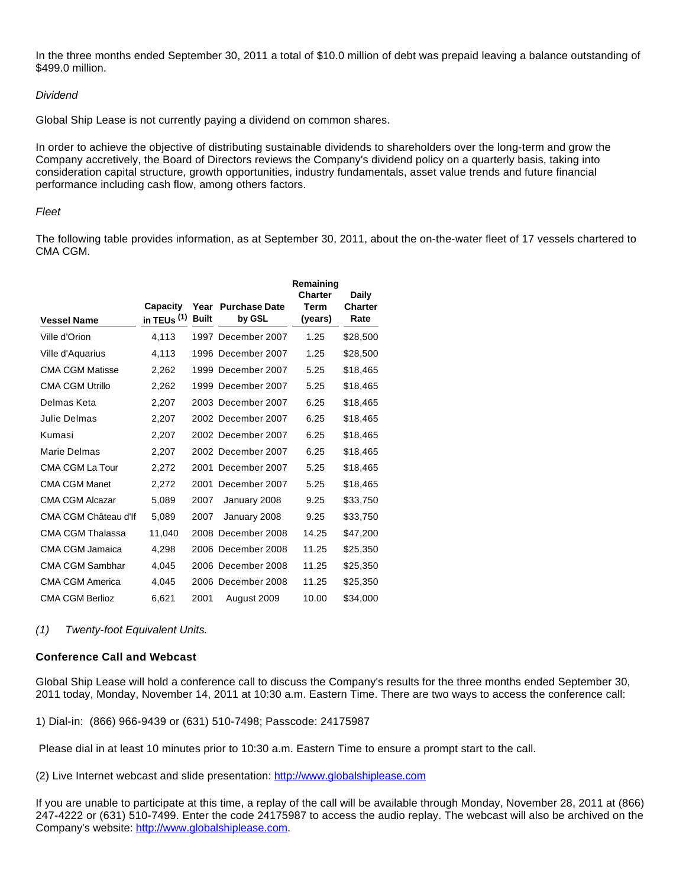In the three months ended September 30, 2011 a total of $10.0 million of debt was prepaid leaving a balance outstanding of $499.0 million.

*Dividend*

Global Ship Lease is not currently paying a dividend on common shares.

In order to achieve the objective of distributing sustainable dividends to shareholders over the long-term and grow the Company accretively, the Board of Directors reviews the Company's dividend policy on a quarterly basis, taking into consideration capital structure, growth opportunities, industry fundamentals, asset value trends and future financial performance including cash flow, among others factors.

*Fleet*

The following table provides information, as at September 30, 2011, about the on-the-water fleet of 17 vessels chartered to CMA CGM.

| Vessel Name | Capacity in TEUs [1] | Year Built | Purchase Date by GSL | Remaining Charter Term (years) | Daily Charter Rate |
|---|---|---|---|---|---|
| Ville d'Orion | 4,113 | 1997 | December 2007 | 1.25 | $28,500 |
| Ville d'Aquarius | 4,113 | 1996 | December 2007 | 1.25 | $28,500 |
| CMA CGM Matisse | 2,262 | 1999 | December 2007 | 5.25 | $18,465 |
| CMA CGM Utrillo | 2,262 | 1999 | December 2007 | 5.25 | $18,465 |
| Delmas Keta | 2,207 | 2003 | December 2007 | 6.25 | $18,465 |
| Julie Delmas | 2,207 | 2002 | December 2007 | 6.25 | $18,465 |
| Kumasi | 2,207 | 2002 | December 2007 | 6.25 | $18,465 |
| Marie Delmas | 2,207 | 2002 | December 2007 | 6.25 | $18,465 |
| CMA CGM La Tour | 2,272 | 2001 | December 2007 | 5.25 | $18,465 |
| CMA CGM Manet | 2,272 | 2001 | December 2007 | 5.25 | $18,465 |
| CMA CGM Alcazar | 5,089 | 2007 | January 2008 | 9.25 | $33,750 |
| CMA CGM Château d'If | 5,089 | 2007 | January 2008 | 9.25 | $33,750 |
| CMA CGM Thalassa | 11,040 | 2008 | December 2008 | 14.25 | $47,200 |
| CMA CGM Jamaica | 4,298 | 2006 | December 2008 | 11.25 | $25,350 |
| CMA CGM Sambhar | 4,045 | 2006 | December 2008 | 11.25 | $25,350 |
| CMA CGM America | 4,045 | 2006 | December 2008 | 11.25 | $25,350 |
| CMA CGM Berlioz | 6,621 | 2001 | August 2009 | 10.00 | $34,000 |

*(1) Twenty-foot Equivalent Units.*

**Conference Call and Webcast**

Global Ship Lease will hold a conference call to discuss the Company's results for the three months ended September 30, 2011 today, Monday, November 14, 2011 at 10:30 a.m. Eastern Time. There are two ways to access the conference call:

1) Dial-in: (866) 966-9439 or (631) 510-7498; Passcode: 24175987

Please dial in at least 10 minutes prior to 10:30 a.m. Eastern Time to ensure a prompt start to the call.

(2) Live Internet webcast and slide presentation: http://www.globalshiplease.com

If you are unable to participate at this time, a replay of the call will be available through Monday, November 28, 2011 at (866) 247-4222 or (631) 510-7499. Enter the code 24175987 to access the audio replay. The webcast will also be archived on the Company's website: http://www.globalshiplease.com.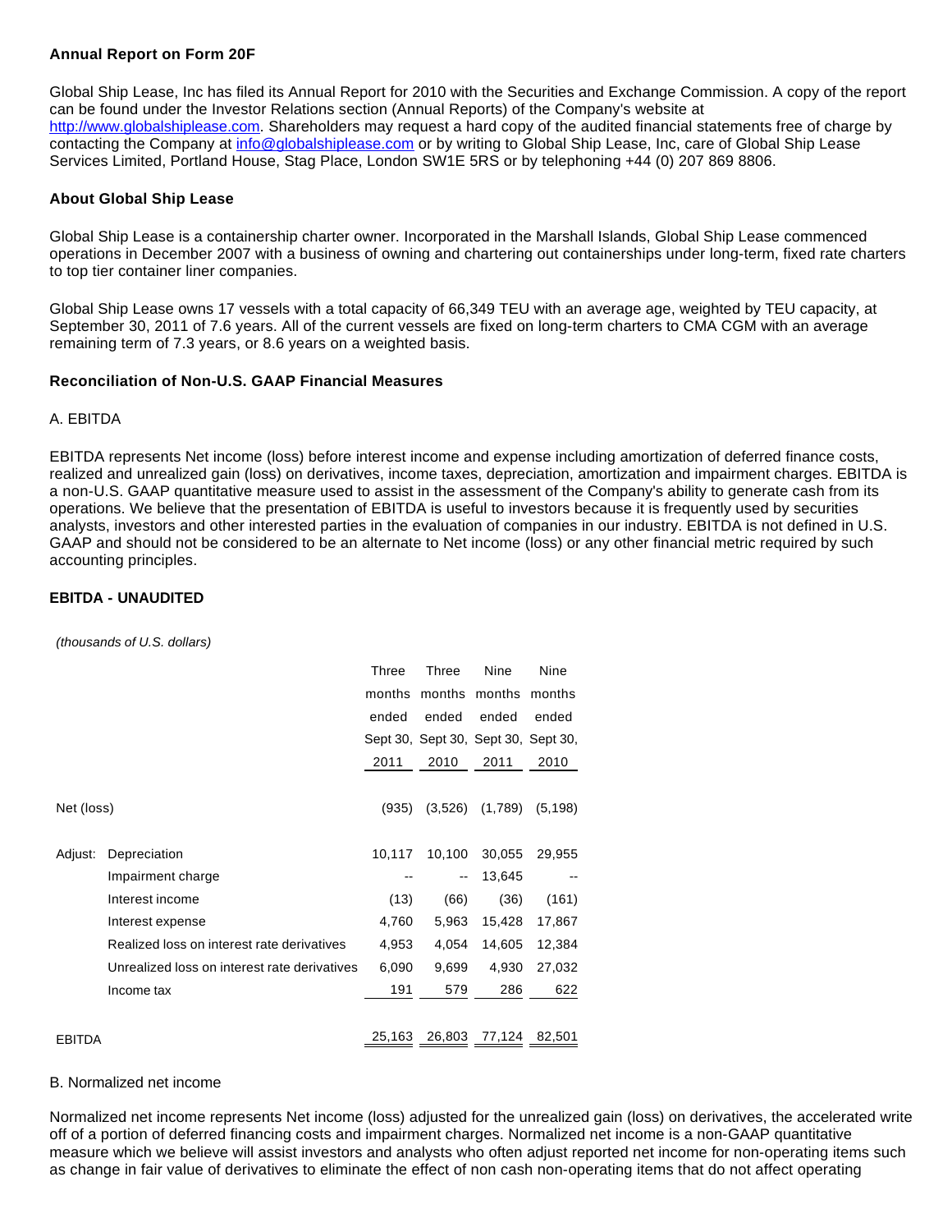**Annual Report on Form 20F**

Global Ship Lease, Inc has filed its Annual Report for 2010 with the Securities and Exchange Commission. A copy of the report can be found under the Investor Relations section (Annual Reports) of the Company's website at http://www.globalshiplease.com. Shareholders may request a hard copy of the audited financial statements free of charge by contacting the Company at info@globalshiplease.com or by writing to Global Ship Lease, Inc, care of Global Ship Lease Services Limited, Portland House, Stag Place, London SW1E 5RS or by telephoning +44 (0) 207 869 8806.

**About Global Ship Lease**

Global Ship Lease is a containership charter owner. Incorporated in the Marshall Islands, Global Ship Lease commenced operations in December 2007 with a business of owning and chartering out containerships under long-term, fixed rate charters to top tier container liner companies.

Global Ship Lease owns 17 vessels with a total capacity of 66,349 TEU with an average age, weighted by TEU capacity, at September 30, 2011 of 7.6 years. All of the current vessels are fixed on long-term charters to CMA CGM with an average remaining term of 7.3 years, or 8.6 years on a weighted basis.

**Reconciliation of Non-U.S. GAAP Financial Measures**

A. EBITDA

EBITDA represents Net income (loss) before interest income and expense including amortization of deferred finance costs, realized and unrealized gain (loss) on derivatives, income taxes, depreciation, amortization and impairment charges. EBITDA is a non-U.S. GAAP quantitative measure used to assist in the assessment of the Company's ability to generate cash from its operations. We believe that the presentation of EBITDA is useful to investors because it is frequently used by securities analysts, investors and other interested parties in the evaluation of companies in our industry. EBITDA is not defined in U.S. GAAP and should not be considered to be an alternate to Net income (loss) or any other financial metric required by such accounting principles.

**EBITDA - UNAUDITED**

*(thousands of U.S. dollars)*

| | | Three months ended Sept 30, 2011 | Three months ended Sept 30, 2010 | Nine months ended Sept 30, 2011 | Nine months ended Sept 30, 2010 |
|---|---|---|---|---|---|
| Net (loss) | | (935) | (3,526) | (1,789) | (5,198) |
| Adjust: | Depreciation | 10,117 | 10,100 | 30,055 | 29,955 |
| | Impairment charge | -- | -- | 13,645 | -- |
| | Interest income | (13) | (66) | (36) | (161) |
| | Interest expense | 4,760 | 5,963 | 15,428 | 17,867 |
| | Realized loss on interest rate derivatives | 4,953 | 4,054 | 14,605 | 12,384 |
| | Unrealized loss on interest rate derivatives | 6,090 | 9,699 | 4,930 | 27,032 |
| | Income tax | 191 | 579 | 286 | 622 |
| EBITDA | | 25,163 | 26,803 | 77,124 | 82,501 |

B. Normalized net income

Normalized net income represents Net income (loss) adjusted for the unrealized gain (loss) on derivatives, the accelerated write off of a portion of deferred financing costs and impairment charges. Normalized net income is a non-GAAP quantitative measure which we believe will assist investors and analysts who often adjust reported net income for non-operating items such as change in fair value of derivatives to eliminate the effect of non cash non-operating items that do not affect operating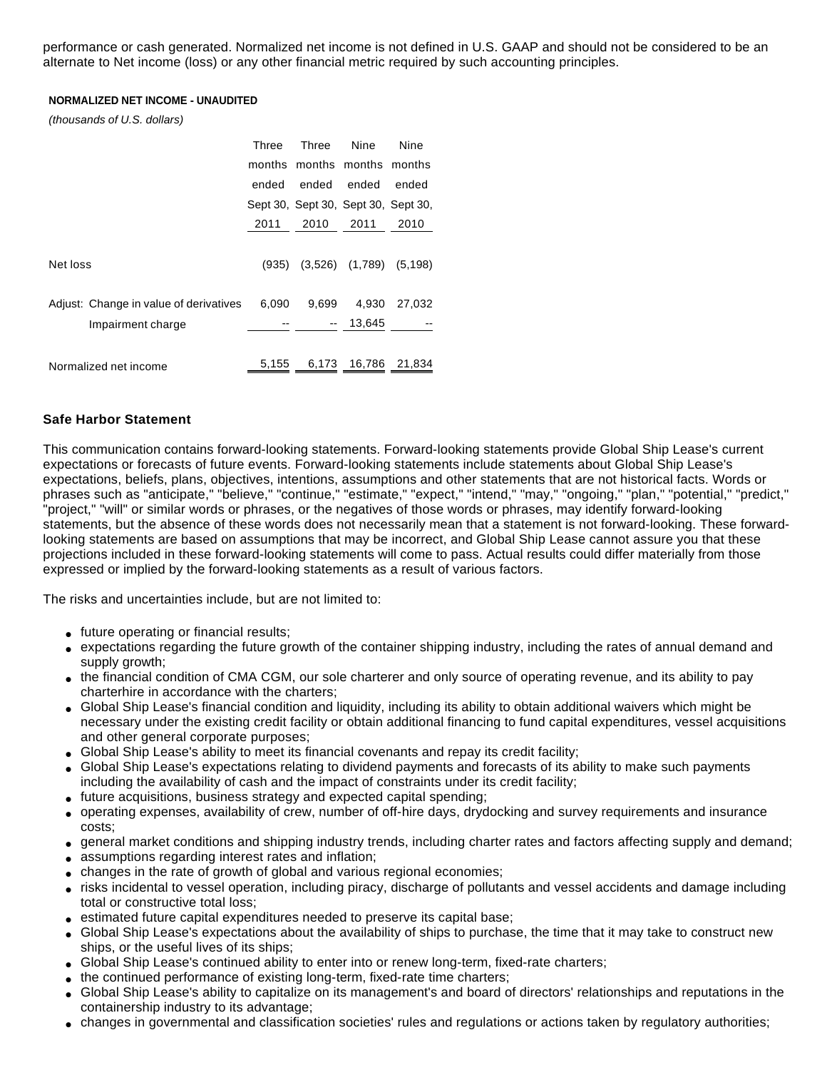performance or cash generated. Normalized net income is not defined in U.S. GAAP and should not be considered to be an alternate to Net income (loss) or any other financial metric required by such accounting principles.

**NORMALIZED NET INCOME - UNAUDITED**

*(thousands of U.S. dollars)*

| | Three months ended Sept 30, 2011 | Three months ended Sept 30, 2010 | Nine months ended Sept 30, 2011 | Nine months ended Sept 30, 2010 |
|---|---|---|---|---|
| Net loss | (935) | (3,526) | (1,789) | (5,198) |
| Adjust: Change in value of derivatives | 6,090 | 9,699 | 4,930 | 27,032 |
| Impairment charge | -- | -- | 13,645 | -- |
| Normalized net income | 5,155 | 6,173 | 16,786 | 21,834 |

**Safe Harbor Statement**

This communication contains forward-looking statements. Forward-looking statements provide Global Ship Lease's current expectations or forecasts of future events. Forward-looking statements include statements about Global Ship Lease's expectations, beliefs, plans, objectives, intentions, assumptions and other statements that are not historical facts. Words or phrases such as "anticipate," "believe," "continue," "estimate," "expect," "intend," "may," "ongoing," "plan," "potential," "predict," "project," "will" or similar words or phrases, or the negatives of those words or phrases, may identify forward-looking statements, but the absence of these words does not necessarily mean that a statement is not forward-looking. These forward-looking statements are based on assumptions that may be incorrect, and Global Ship Lease cannot assure you that these projections included in these forward-looking statements will come to pass. Actual results could differ materially from those expressed or implied by the forward-looking statements as a result of various factors.

The risks and uncertainties include, but are not limited to:

- future operating or financial results;
- expectations regarding the future growth of the container shipping industry, including the rates of annual demand and supply growth;
- the financial condition of CMA CGM, our sole charterer and only source of operating revenue, and its ability to pay charterhire in accordance with the charters;
- Global Ship Lease's financial condition and liquidity, including its ability to obtain additional waivers which might be necessary under the existing credit facility or obtain additional financing to fund capital expenditures, vessel acquisitions and other general corporate purposes;
- Global Ship Lease's ability to meet its financial covenants and repay its credit facility;
- Global Ship Lease's expectations relating to dividend payments and forecasts of its ability to make such payments including the availability of cash and the impact of constraints under its credit facility;
- future acquisitions, business strategy and expected capital spending;
- operating expenses, availability of crew, number of off-hire days, drydocking and survey requirements and insurance costs;
- general market conditions and shipping industry trends, including charter rates and factors affecting supply and demand;
- assumptions regarding interest rates and inflation;
- changes in the rate of growth of global and various regional economies;
- risks incidental to vessel operation, including piracy, discharge of pollutants and vessel accidents and damage including total or constructive total loss;
- estimated future capital expenditures needed to preserve its capital base;
- Global Ship Lease's expectations about the availability of ships to purchase, the time that it may take to construct new ships, or the useful lives of its ships;
- Global Ship Lease's continued ability to enter into or renew long-term, fixed-rate charters;
- the continued performance of existing long-term, fixed-rate time charters;
- Global Ship Lease's ability to capitalize on its management's and board of directors' relationships and reputations in the containership industry to its advantage;
- changes in governmental and classification societies' rules and regulations or actions taken by regulatory authorities;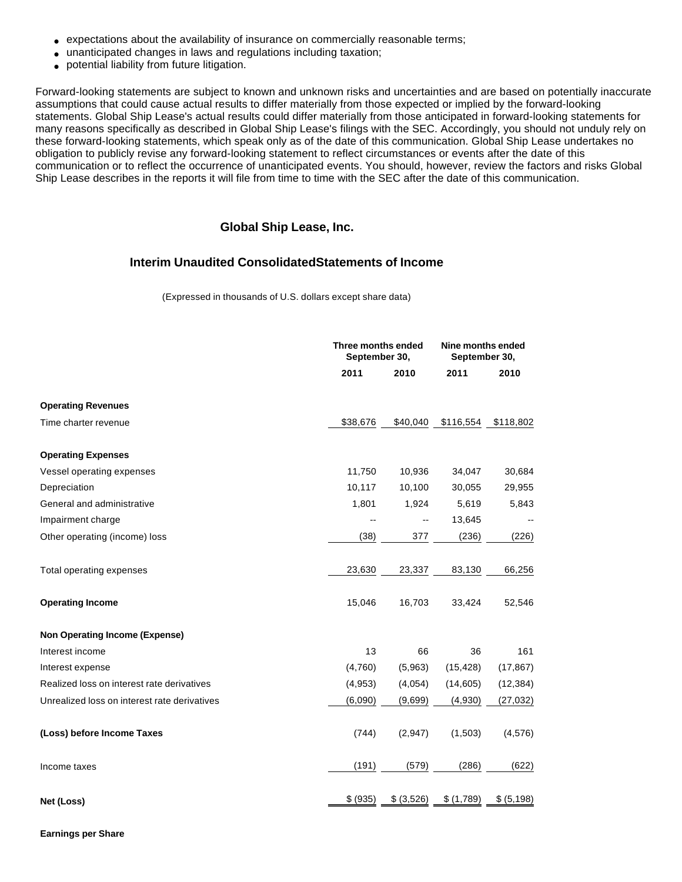- expectations about the availability of insurance on commercially reasonable terms;
- unanticipated changes in laws and regulations including taxation;
- potential liability from future litigation.

Forward-looking statements are subject to known and unknown risks and uncertainties and are based on potentially inaccurate assumptions that could cause actual results to differ materially from those expected or implied by the forward-looking statements. Global Ship Lease's actual results could differ materially from those anticipated in forward-looking statements for many reasons specifically as described in Global Ship Lease's filings with the SEC. Accordingly, you should not unduly rely on these forward-looking statements, which speak only as of the date of this communication. Global Ship Lease undertakes no obligation to publicly revise any forward-looking statement to reflect circumstances or events after the date of this communication or to reflect the occurrence of unanticipated events. You should, however, review the factors and risks Global Ship Lease describes in the reports it will file from time to time with the SEC after the date of this communication.

## Global Ship Lease, Inc.

## Interim Unaudited ConsolidatedStatements of Income

(Expressed in thousands of U.S. dollars except share data)

| | Three months ended September 30, | | Nine months ended September 30, | |
|---|---|---|---|---|
| | **2011** | **2010** | **2011** | **2010** |
| **Operating Revenues** | | | | |
| Time charter revenue | $38,676 | $40,040 | $116,554 | $118,802 |
| **Operating Expenses** | | | | |
| Vessel operating expenses | 11,750 | 10,936 | 34,047 | 30,684 |
| Depreciation | 10,117 | 10,100 | 30,055 | 29,955 |
| General and administrative | 1,801 | 1,924 | 5,619 | 5,843 |
| Impairment charge | -- | -- | 13,645 | -- |
| Other operating (income) loss | (38) | 377 | (236) | (226) |
| Total operating expenses | 23,630 | 23,337 | 83,130 | 66,256 |
| **Operating Income** | 15,046 | 16,703 | 33,424 | 52,546 |
| **Non Operating Income (Expense)** | | | | |
| Interest income | 13 | 66 | 36 | 161 |
| Interest expense | (4,760) | (5,963) | (15,428) | (17,867) |
| Realized loss on interest rate derivatives | (4,953) | (4,054) | (14,605) | (12,384) |
| Unrealized loss on interest rate derivatives | (6,090) | (9,699) | (4,930) | (27,032) |
| **(Loss) before Income Taxes** | (744) | (2,947) | (1,503) | (4,576) |
| Income taxes | (191) | (579) | (286) | (622) |
| **Net (Loss)** | $ (935) | $ (3,526) | $ (1,789) | $ (5,198) |

**Earnings per Share**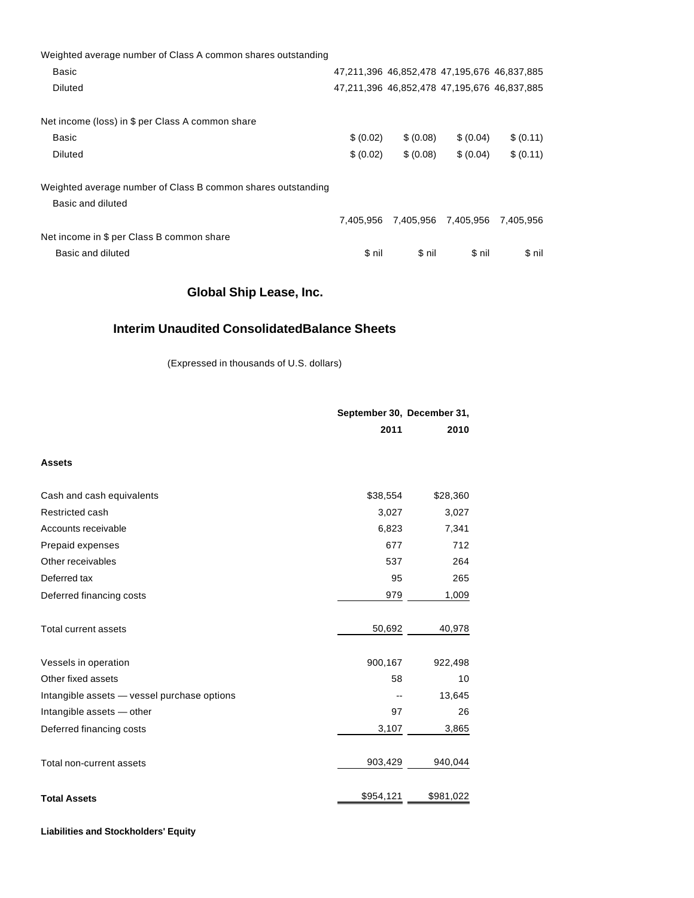| | | | | |
|---|---|---|---|---|
| Weighted average number of Class A common shares outstanding | | | | |
| Basic | 47,211,396 | 46,852,478 | 47,195,676 | 46,837,885 |
| Diluted | 47,211,396 | 46,852,478 | 47,195,676 | 46,837,885 |
| | | | | |
| Net income (loss) in $ per Class A common share | | | | |
| Basic | $ (0.02) | $ (0.08) | $ (0.04) | $ (0.11) |
| Diluted | $ (0.02) | $ (0.08) | $ (0.04) | $ (0.11) |
| | | | | |
| Weighted average number of Class B common shares outstanding | | | | |
| Basic and diluted | 7,405,956 | 7,405,956 | 7,405,956 | 7,405,956 |
| Net income in $ per Class B common share | | | | |
| Basic and diluted | $ nil | $ nil | $ nil | $ nil |

## Global Ship Lease, Inc.

## Interim Unaudited ConsolidatedBalance Sheets

(Expressed in thousands of U.S. dollars)

| | September 30, 2011 | December 31, 2010 |
|---|---|---|
| **Assets** | | |
| Cash and cash equivalents | $38,554 | $28,360 |
| Restricted cash | 3,027 | 3,027 |
| Accounts receivable | 6,823 | 7,341 |
| Prepaid expenses | 677 | 712 |
| Other receivables | 537 | 264 |
| Deferred tax | 95 | 265 |
| Deferred financing costs | 979 | 1,009 |
| Total current assets | 50,692 | 40,978 |
| Vessels in operation | 900,167 | 922,498 |
| Other fixed assets | 58 | 10 |
| Intangible assets — vessel purchase options | -- | 13,645 |
| Intangible assets — other | 97 | 26 |
| Deferred financing costs | 3,107 | 3,865 |
| Total non-current assets | 903,429 | 940,044 |
| **Total Assets** | $954,121 | $981,022 |

**Liabilities and Stockholders' Equity**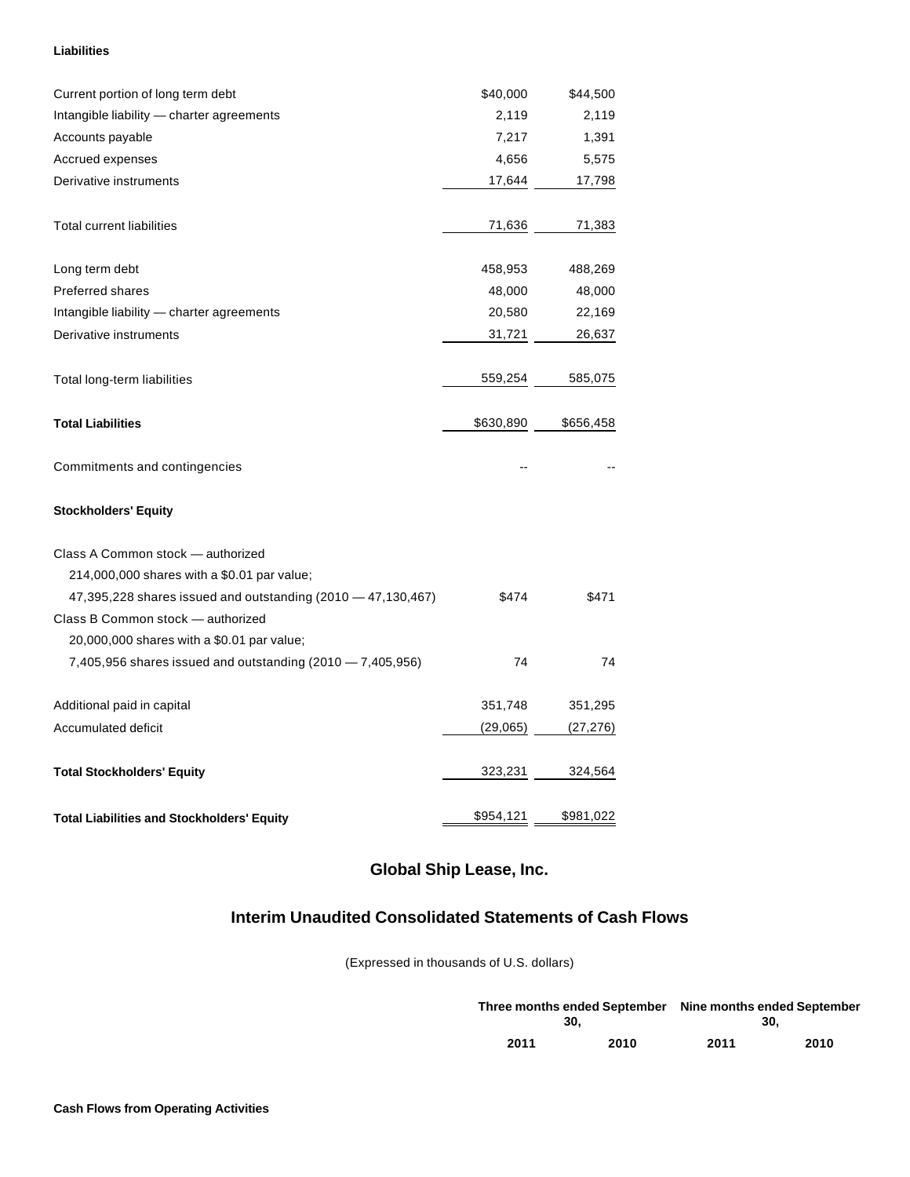**Liabilities**

| | | |
|---|---|---|
| Current portion of long term debt | $40,000 | $44,500 |
| Intangible liability — charter agreements | 2,119 | 2,119 |
| Accounts payable | 7,217 | 1,391 |
| Accrued expenses | 4,656 | 5,575 |
| Derivative instruments | 17,644 | 17,798 |
| Total current liabilities | 71,636 | 71,383 |
| Long term debt | 458,953 | 488,269 |
| Preferred shares | 48,000 | 48,000 |
| Intangible liability — charter agreements | 20,580 | 22,169 |
| Derivative instruments | 31,721 | 26,637 |
| Total long-term liabilities | 559,254 | 585,075 |
| **Total Liabilities** | $630,890 | $656,458 |
| Commitments and contingencies | -- | -- |
| **Stockholders' Equity** | | |
| Class A Common stock — authorized 214,000,000 shares with a $0.01 par value; 47,395,228 shares issued and outstanding (2010 — 47,130,467) | $474 | $471 |
| Class B Common stock — authorized 20,000,000 shares with a $0.01 par value; 7,405,956 shares issued and outstanding (2010 — 7,405,956) | 74 | 74 |
| Additional paid in capital | 351,748 | 351,295 |
| Accumulated deficit | (29,065) | (27,276) |
| **Total Stockholders' Equity** | 323,231 | 324,564 |
| **Total Liabilities and Stockholders' Equity** | $954,121 | $981,022 |

## Global Ship Lease, Inc.

## Interim Unaudited Consolidated Statements of Cash Flows

(Expressed in thousands of U.S. dollars)

| | Three months ended September 30, | | Nine months ended September 30, | |
|---|---|---|---|---|
| | 2011 | 2010 | 2011 | 2010 |
| **Cash Flows from Operating Activities** | | | | |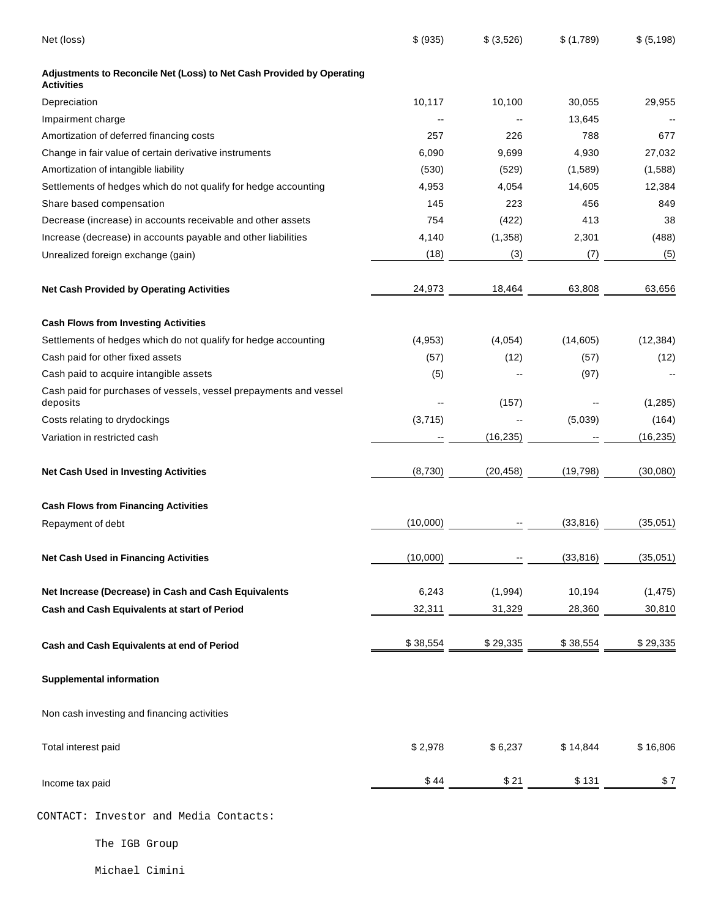| | | | | |
|---|---|---|---|---|
| Net (loss) | $ (935) | $ (3,526) | $ (1,789) | $ (5,198) |
| **Adjustments to Reconcile Net (Loss) to Net Cash Provided by Operating Activities** | | | | |
| Depreciation | 10,117 | 10,100 | 30,055 | 29,955 |
| Impairment charge | -- | -- | 13,645 | -- |
| Amortization of deferred financing costs | 257 | 226 | 788 | 677 |
| Change in fair value of certain derivative instruments | 6,090 | 9,699 | 4,930 | 27,032 |
| Amortization of intangible liability | (530) | (529) | (1,589) | (1,588) |
| Settlements of hedges which do not qualify for hedge accounting | 4,953 | 4,054 | 14,605 | 12,384 |
| Share based compensation | 145 | 223 | 456 | 849 |
| Decrease (increase) in accounts receivable and other assets | 754 | (422) | 413 | 38 |
| Increase (decrease) in accounts payable and other liabilities | 4,140 | (1,358) | 2,301 | (488) |
| Unrealized foreign exchange (gain) | (18) | (3) | (7) | (5) |
| **Net Cash Provided by Operating Activities** | 24,973 | 18,464 | 63,808 | 63,656 |
| **Cash Flows from Investing Activities** | | | | |
| Settlements of hedges which do not qualify for hedge accounting | (4,953) | (4,054) | (14,605) | (12,384) |
| Cash paid for other fixed assets | (57) | (12) | (57) | (12) |
| Cash paid to acquire intangible assets | (5) | -- | (97) | -- |
| Cash paid for purchases of vessels, vessel prepayments and vessel deposits | -- | (157) | -- | (1,285) |
| Costs relating to drydockings | (3,715) | -- | (5,039) | (164) |
| Variation in restricted cash | -- | (16,235) | -- | (16,235) |
| **Net Cash Used in Investing Activities** | (8,730) | (20,458) | (19,798) | (30,080) |
| **Cash Flows from Financing Activities** | | | | |
| Repayment of debt | (10,000) | -- | (33,816) | (35,051) |
| **Net Cash Used in Financing Activities** | (10,000) | -- | (33,816) | (35,051) |
| **Net Increase (Decrease) in Cash and Cash Equivalents** | 6,243 | (1,994) | 10,194 | (1,475) |
| **Cash and Cash Equivalents at start of Period** | 32,311 | 31,329 | 28,360 | 30,810 |
| **Cash and Cash Equivalents at end of Period** | $ 38,554 | $ 29,335 | $ 38,554 | $ 29,335 |
| **Supplemental information** | | | | |
| Non cash investing and financing activities | | | | |
| Total interest paid | $ 2,978 | $ 6,237 | $ 14,844 | $ 16,806 |
| Income tax paid | $ 44 | $ 21 | $ 131 | $ 7 |

CONTACT: Investor and Media Contacts:

The IGB Group

Michael Cimini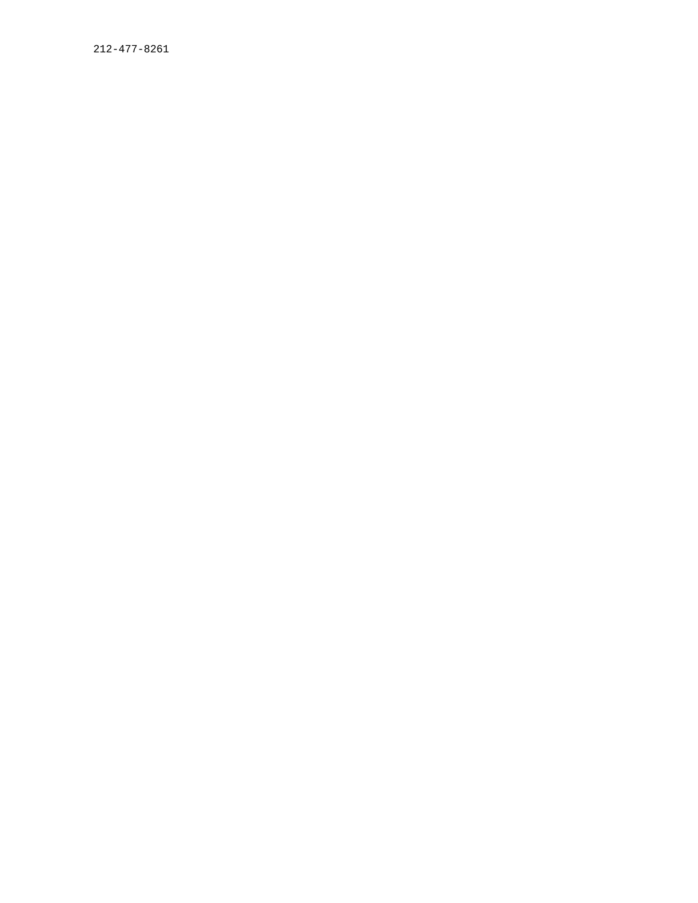212-477-8261